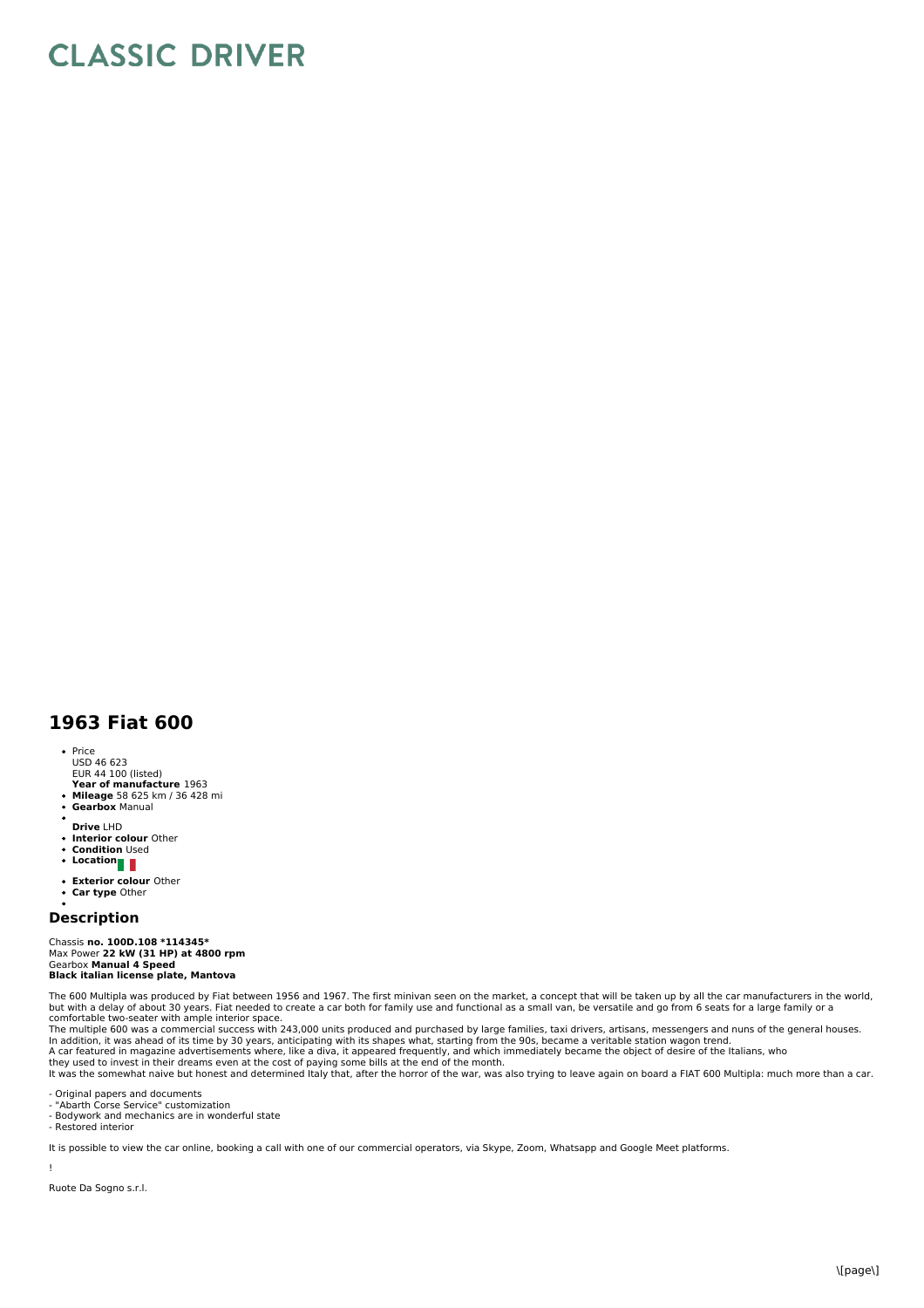# CLASSIC DRIVER

## 1963 Fiat 600

- Price
  USD 46 623
  EUR 44 100 (listed)
  **Year of manufacture** 1963
- **Mileage** 58 625 km / 36 428 mi
- **Gearbox** Manual
- 
  **Drive** LHD
- **Interior colour** Other
- **Condition** Used
- **Location**
- **Exterior colour** Other
- **Car type** Other
- 

## Description

Chassis **no. 100D.108 *114345***
Max Power **22 kW (31 HP) at 4800 rpm**
Gearbox **Manual 4 Speed**
**Black italian license plate, Mantova**

The 600 Multipla was produced by Fiat between 1956 and 1967. The first minivan seen on the market, a concept that will be taken up by all the car manufacturers in the world, but with a delay of about 30 years. Fiat needed to create a car both for family use and functional as a small van, be versatile and go from 6 seats for a large family or a comfortable two-seater with ample interior space.
The multiple 600 was a commercial success with 243,000 units produced and purchased by large families, taxi drivers, artisans, messengers and nuns of the general houses.
In addition, it was ahead of its time by 30 years, anticipating with its shapes what, starting from the 90s, became a veritable station wagon trend.
A car featured in magazine advertisements where, like a diva, it appeared frequently, and which immediately became the object of desire of the Italians, who
they used to invest in their dreams even at the cost of paying some bills at the end of the month.
It was the somewhat naive but honest and determined Italy that, after the horror of the war, was also trying to leave again on board a FIAT 600 Multipla: much more than a car.

- Original papers and documents
- "Abarth Corse Service" customization
- Bodywork and mechanics are in wonderful state
- Restored interior

It is possible to view the car online, booking a call with one of our commercial operators, via Skype, Zoom, Whatsapp and Google Meet platforms.

!

Ruote Da Sogno s.r.l.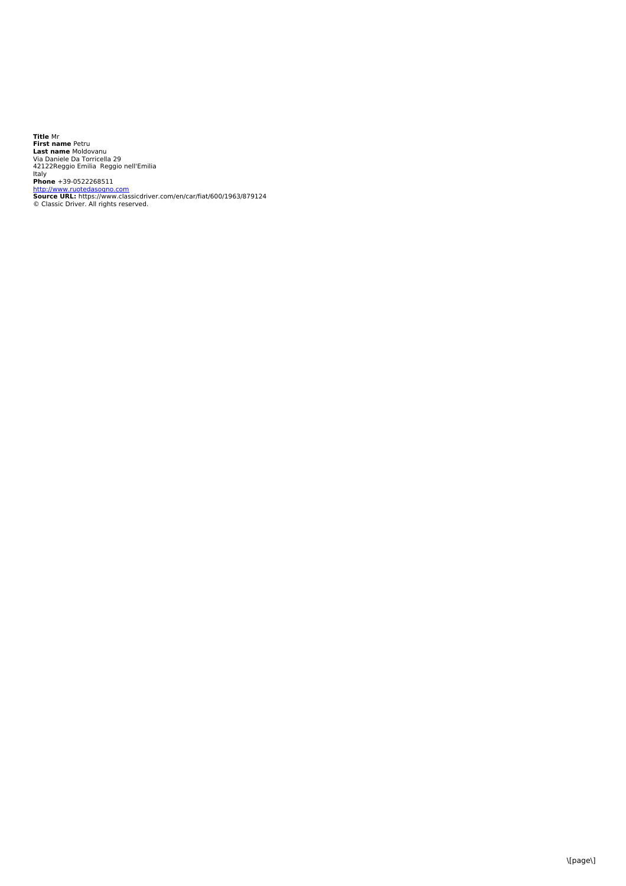**Title** Mr
**First name** Petru
**Last name** Moldovanu
Via Daniele Da Torricella 29
42122Reggio Emilia  Reggio nell'Emilia
Italy
**Phone** +39-0522268511
[http://www.ruotedasogno.com](http://www.ruotedasogno.com)
**Source URL:** https://www.classicdriver.com/en/car/fiat/600/1963/879124
© Classic Driver. All rights reserved.